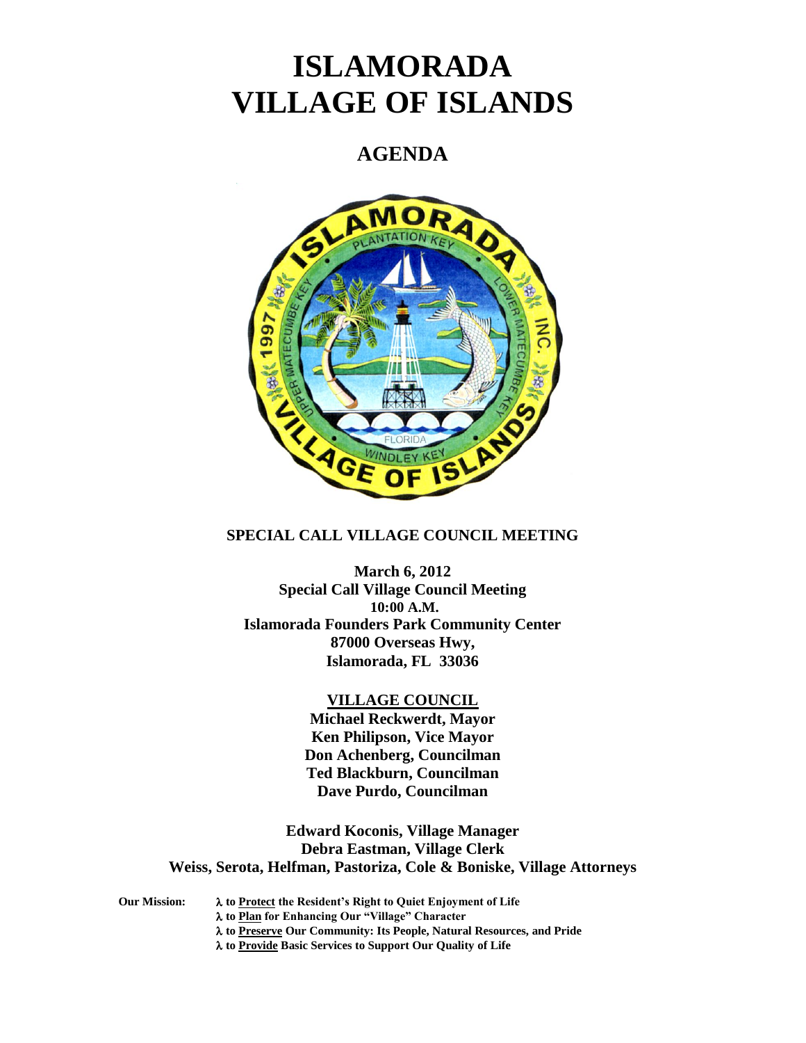# ISLAMORADA VILLAGE OF ISLANDS

## AGENDA

**SPECIAL CALL VILLAGE COUNCIL MEETING**

**March 6, 2012**
**Special Call Village Council Meeting**
**10:00 A.M.**
**Islamorada Founders Park Community Center**
**87000 Overseas Hwy,**
**Islamorada, FL 33036**

**VILLAGE COUNCIL**
**Michael Reckwerdt, Mayor**
**Ken Philipson, Vice Mayor**
**Don Achenberg, Councilman**
**Ted Blackburn, Councilman**
**Dave Purdo, Councilman**

**Edward Koconis, Village Manager**
**Debra Eastman, Village Clerk**
**Weiss, Serota, Helfman, Pastoriza, Cole & Boniske, Village Attorneys**

**Our Mission:**
- λ **to Protect the Resident's Right to Quiet Enjoyment of Life**
- λ **to Plan for Enhancing Our "Village" Character**
- λ **to Preserve Our Community: Its People, Natural Resources, and Pride**
- λ **to Provide Basic Services to Support Our Quality of Life**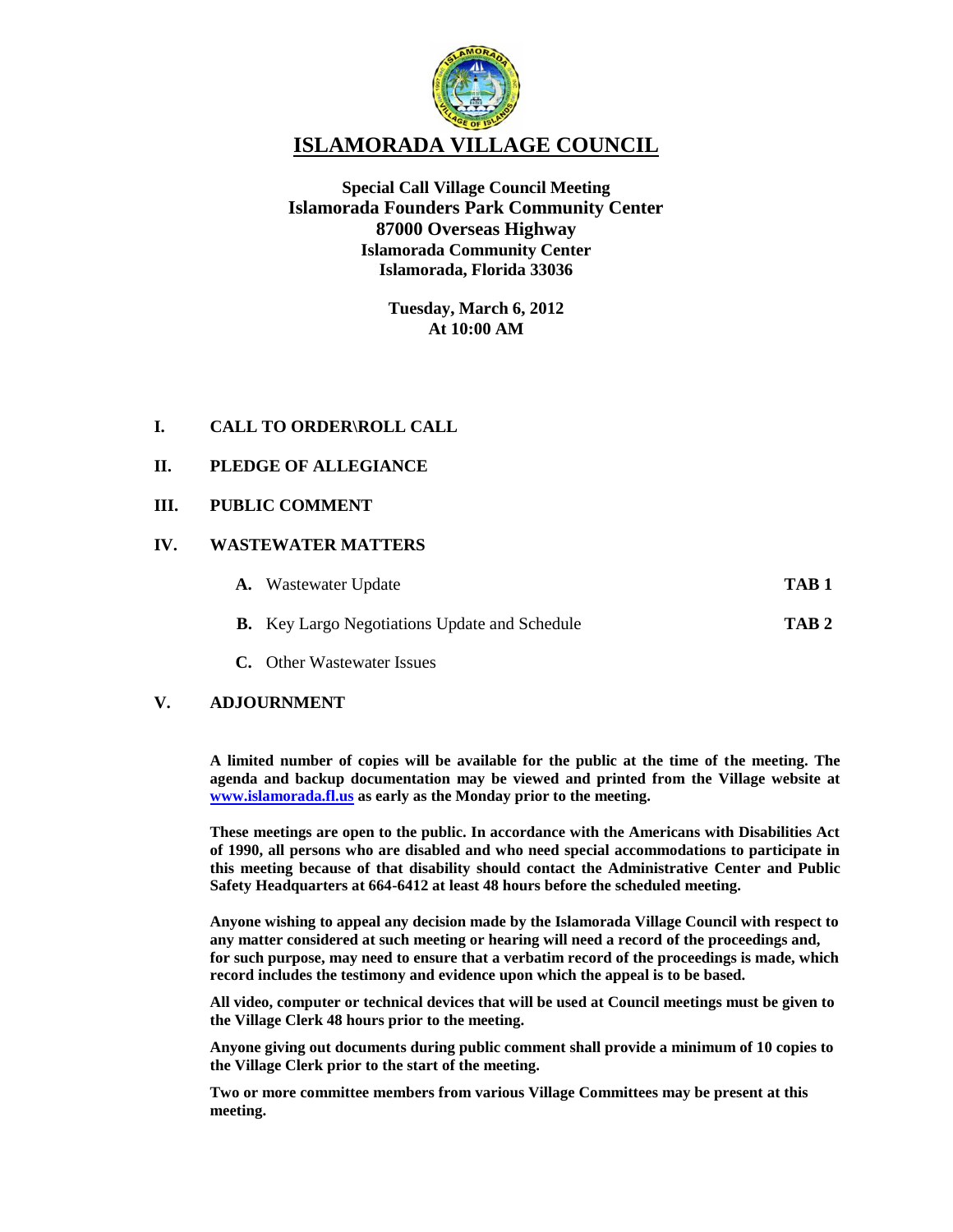# ISLAMORADA VILLAGE COUNCIL

**Special Call Village Council Meeting**
**Islamorada Founders Park Community Center**
**87000 Overseas Highway**
**Islamorada Community Center**
**Islamorada, Florida 33036**

**Tuesday, March 6, 2012**
**At 10:00 AM**

**I. CALL TO ORDER\ROLL CALL**

**II. PLEDGE OF ALLEGIANCE**

**III. PUBLIC COMMENT**

**IV. WASTEWATER MATTERS**

- **A.** Wastewater Update **TAB 1**
- **B.** Key Largo Negotiations Update and Schedule **TAB 2**
- **C.** Other Wastewater Issues

**V. ADJOURNMENT**

**A limited number of copies will be available for the public at the time of the meeting. The agenda and backup documentation may be viewed and printed from the Village website at www.islamorada.fl.us as early as the Monday prior to the meeting.**

**These meetings are open to the public. In accordance with the Americans with Disabilities Act of 1990, all persons who are disabled and who need special accommodations to participate in this meeting because of that disability should contact the Administrative Center and Public Safety Headquarters at 664-6412 at least 48 hours before the scheduled meeting.**

**Anyone wishing to appeal any decision made by the Islamorada Village Council with respect to any matter considered at such meeting or hearing will need a record of the proceedings and, for such purpose, may need to ensure that a verbatim record of the proceedings is made, which record includes the testimony and evidence upon which the appeal is to be based.**

**All video, computer or technical devices that will be used at Council meetings must be given to the Village Clerk 48 hours prior to the meeting.**

**Anyone giving out documents during public comment shall provide a minimum of 10 copies to the Village Clerk prior to the start of the meeting.**

**Two or more committee members from various Village Committees may be present at this meeting.**